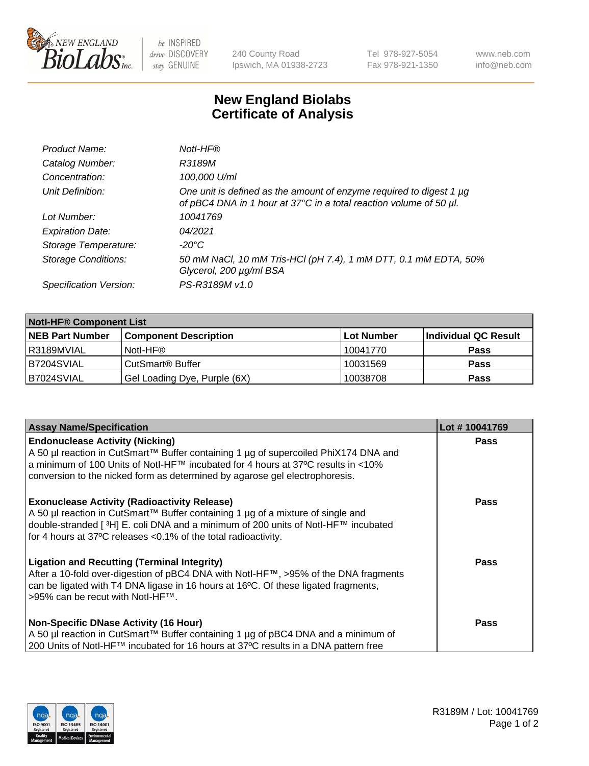# New England Biolabs
## Certificate of Analysis

| | |
|---|---|
| *Product Name:* | *NotI-HF®* |
| *Catalog Number:* | *R3189M* |
| *Concentration:* | *100,000 U/ml* |
| *Unit Definition:* | *One unit is defined as the amount of enzyme required to digest 1 µg of pBC4 DNA in 1 hour at 37°C in a total reaction volume of 50 µl.* |
| *Lot Number:* | *10041769* |
| *Expiration Date:* | *04/2021* |
| *Storage Temperature:* | *-20°C* |
| *Storage Conditions:* | *50 mM NaCl, 10 mM Tris-HCl (pH 7.4), 1 mM DTT, 0.1 mM EDTA, 50% Glycerol, 200 µg/ml BSA* |
| *Specification Version:* | *PS-R3189M v1.0* |

| NotI-HF® Component List | | | |
|---|---|---|---|
| **NEB Part Number** | **Component Description** | **Lot Number** | **Individual QC Result** |
| R3189MVIAL | NotI-HF® | 10041770 | **Pass** |
| B7204SVIAL | CutSmart® Buffer | 10031569 | **Pass** |
| B7024SVIAL | Gel Loading Dye, Purple (6X) | 10038708 | **Pass** |

| Assay Name/Specification | Lot # 10041769 |
|---|---|
| **Endonuclease Activity (Nicking)**<br>A 50 µl reaction in CutSmart™ Buffer containing 1 µg of supercoiled PhiX174 DNA and a minimum of 100 Units of NotI-HF™ incubated for 4 hours at 37ºC results in <10% conversion to the nicked form as determined by agarose gel electrophoresis. | **Pass** |
| **Exonuclease Activity (Radioactivity Release)**<br>A 50 µl reaction in CutSmart™ Buffer containing 1 µg of a mixture of single and double-stranded [ $^3$H] E. coli DNA and a minimum of 200 units of NotI-HF™ incubated for 4 hours at 37ºC releases <0.1% of the total radioactivity. | **Pass** |
| **Ligation and Recutting (Terminal Integrity)**<br>After a 10-fold over-digestion of pBC4 DNA with NotI-HF™, >95% of the DNA fragments can be ligated with T4 DNA ligase in 16 hours at 16ºC. Of these ligated fragments, >95% can be recut with NotI-HF™. | **Pass** |
| **Non-Specific DNase Activity (16 Hour)**<br>A 50 µl reaction in CutSmart™ Buffer containing 1 µg of pBC4 DNA and a minimum of 200 Units of NotI-HF™ incubated for 16 hours at 37ºC results in a DNA pattern free | **Pass** |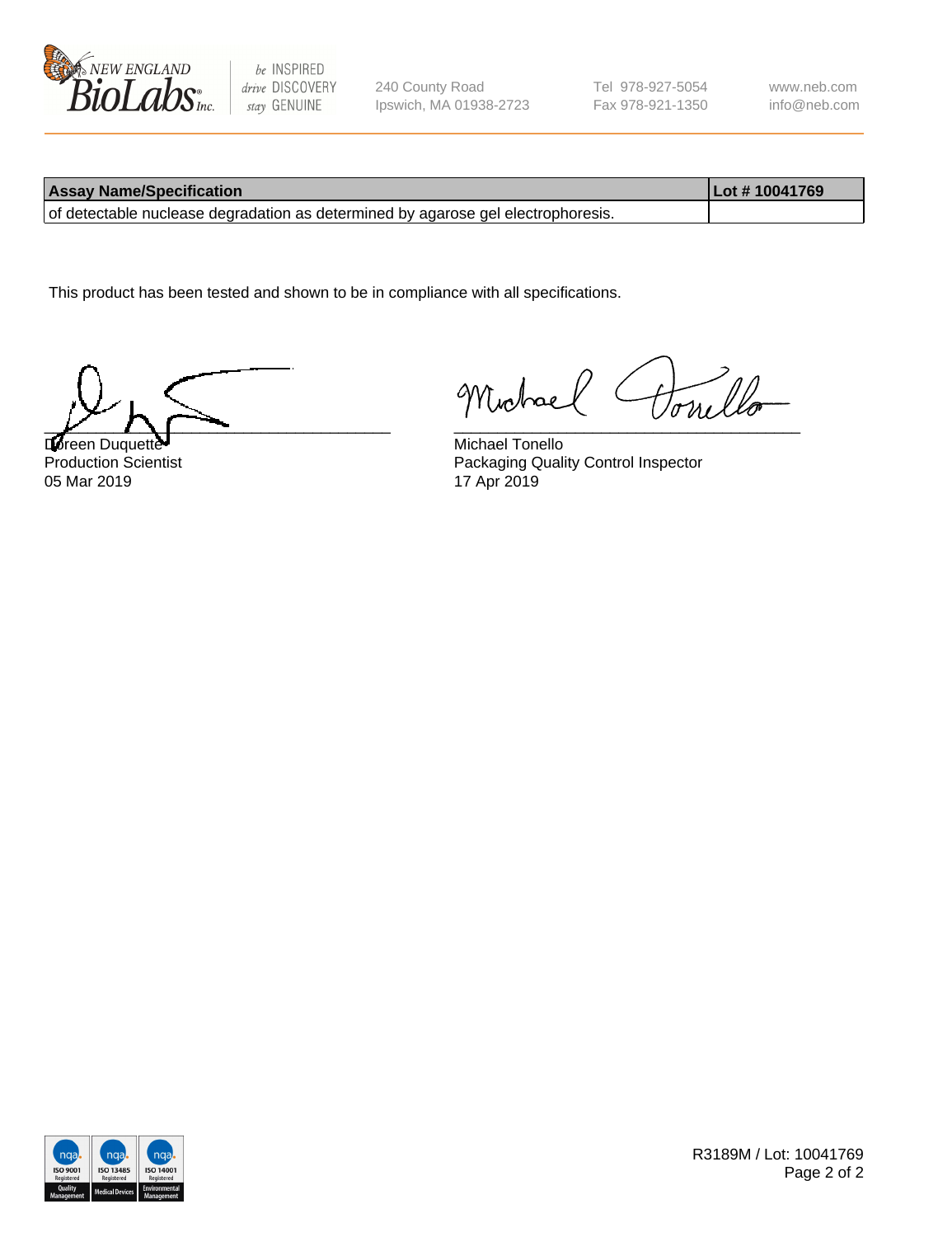| Assay Name/Specification | Lot # 10041769 |
| --- | --- |
| of detectable nuclease degradation as determined by agarose gel electrophoresis. | |

This product has been tested and shown to be in compliance with all specifications.

Doreen Duquette
Production Scientist
05 Mar 2019

Michael Tonello
Packaging Quality Control Inspector
17 Apr 2019

R3189M / Lot: 10041769